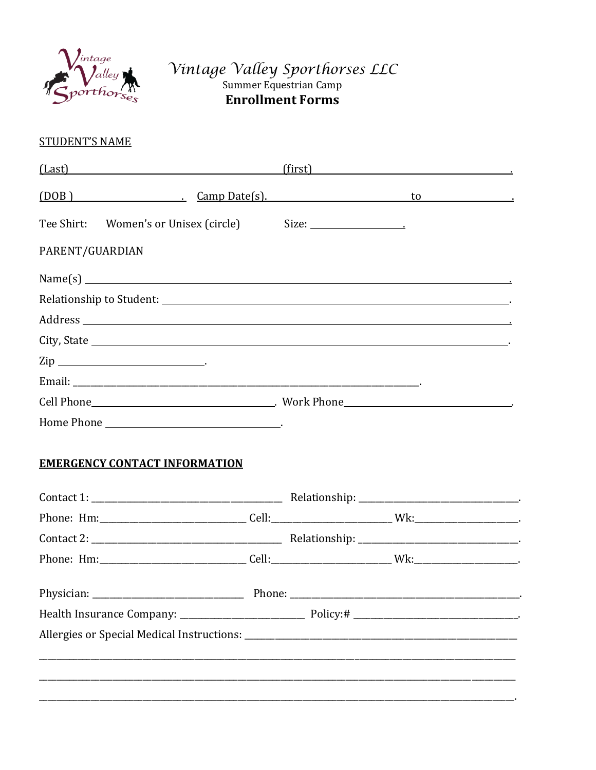# *Vintage Valley Sporthorses LLC*

Summer Equestrian Camp

**Enrollment Forms**

STUDENT'S NAME

(Last) ________________________________ (first) ________________________________.

(DOB ) ________________. Camp Date(s). ________________________ to ______________.

Tee Shirt: Women's or Unisex (circle) Size: ______________.

PARENT/GUARDIAN

Name(s) ________________________________________________________________.

Relationship to Student: ____________________________________________________.

Address ________________________________________________________________.

City, State ______________________________________________________________.

Zip ________________________.

Email: ____________________________________________________________.

Cell Phone ______________________________. Work Phone ______________________________.

Home Phone ______________________________.

**EMERGENCY CONTACT INFORMATION**

Contact 1: ________________________________ Relationship: ____________________________.

Phone: Hm:__________________________ Cell:______________________ Wk:____________________.

Contact 2: ________________________________ Relationship: ____________________________.

Phone: Hm:__________________________ Cell:______________________ Wk:____________________.

Physician: ____________________________ Phone: ____________________________________________.

Health Insurance Company: ________________________ Policy:# ________________________________.

Allergies or Special Medical Instructions: ________________________________________________

______________________________________________________________________________________

______________________________________________________________________________________

______________________________________________________________________________________.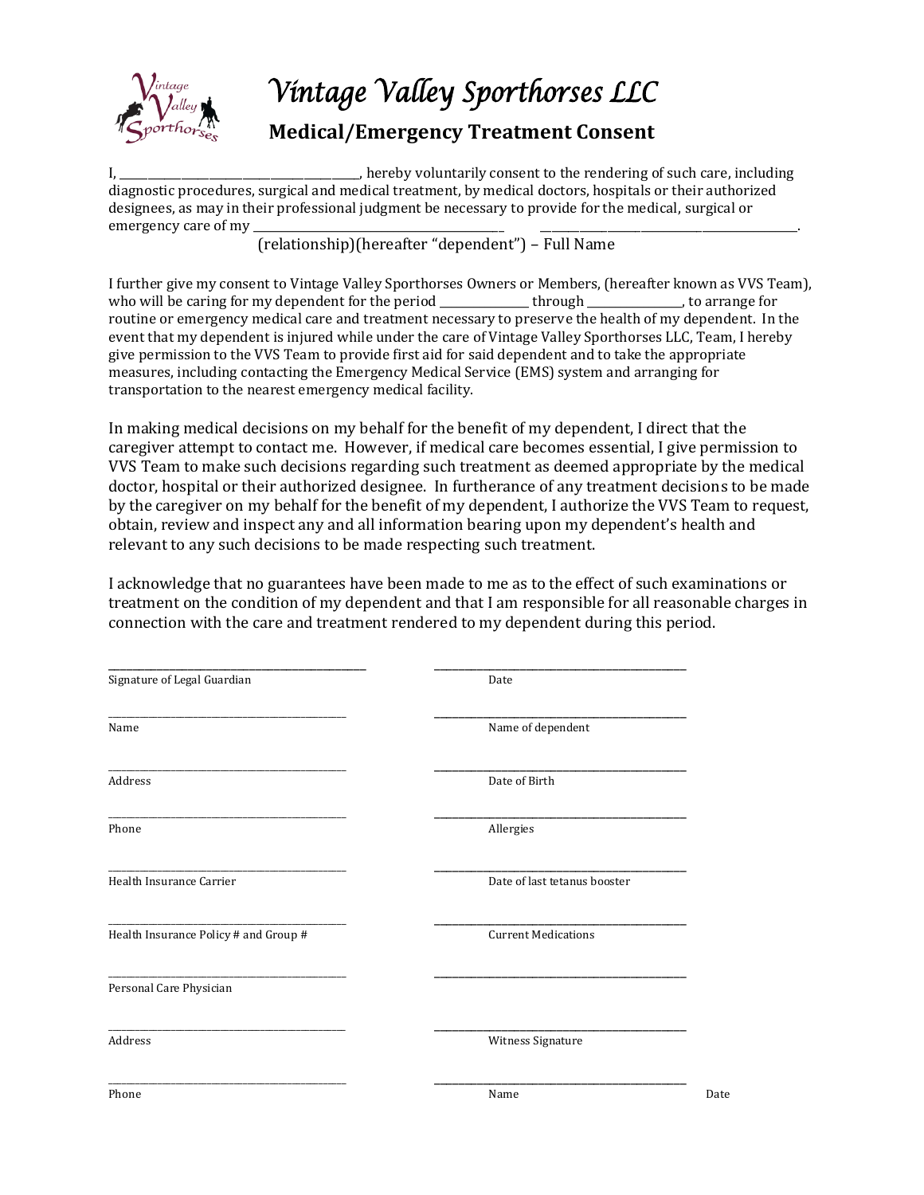# Vintage Valley Sporthorses LLC

## Medical/Emergency Treatment Consent

I, ___________________________, hereby voluntarily consent to the rendering of such care, including diagnostic procedures, surgical and medical treatment, by medical doctors, hospitals or their authorized designees, as may in their professional judgment be necessary to provide for the medical, surgical or emergency care of my ___________________________ ___________________________.

(relationship)(hereafter "dependent") – Full Name

I further give my consent to Vintage Valley Sporthorses Owners or Members, (hereafter known as VVS Team), who will be caring for my dependent for the period ____________ through ____________, to arrange for routine or emergency medical care and treatment necessary to preserve the health of my dependent. In the event that my dependent is injured while under the care of Vintage Valley Sporthorses LLC, Team, I hereby give permission to the VVS Team to provide first aid for said dependent and to take the appropriate measures, including contacting the Emergency Medical Service (EMS) system and arranging for transportation to the nearest emergency medical facility.

In making medical decisions on my behalf for the benefit of my dependent, I direct that the caregiver attempt to contact me. However, if medical care becomes essential, I give permission to VVS Team to make such decisions regarding such treatment as deemed appropriate by the medical doctor, hospital or their authorized designee. In furtherance of any treatment decisions to be made by the caregiver on my behalf for the benefit of my dependent, I authorize the VVS Team to request, obtain, review and inspect any and all information bearing upon my dependent's health and relevant to any such decisions to be made respecting such treatment.

I acknowledge that no guarantees have been made to me as to the effect of such examinations or treatment on the condition of my dependent and that I am responsible for all reasonable charges in connection with the care and treatment rendered to my dependent during this period.

___________________________ Signature of Legal Guardian

___________________________ Date

___________________________ Name

___________________________ Name of dependent

___________________________ Address

___________________________ Date of Birth

___________________________ Phone

___________________________ Allergies

___________________________ Health Insurance Carrier

___________________________ Date of last tetanus booster

___________________________ Health Insurance Policy # and Group #

___________________________ Current Medications

___________________________ Personal Care Physician

___________________________

___________________________ Address

___________________________ Witness Signature

___________________________ Phone

___________________________ Name Date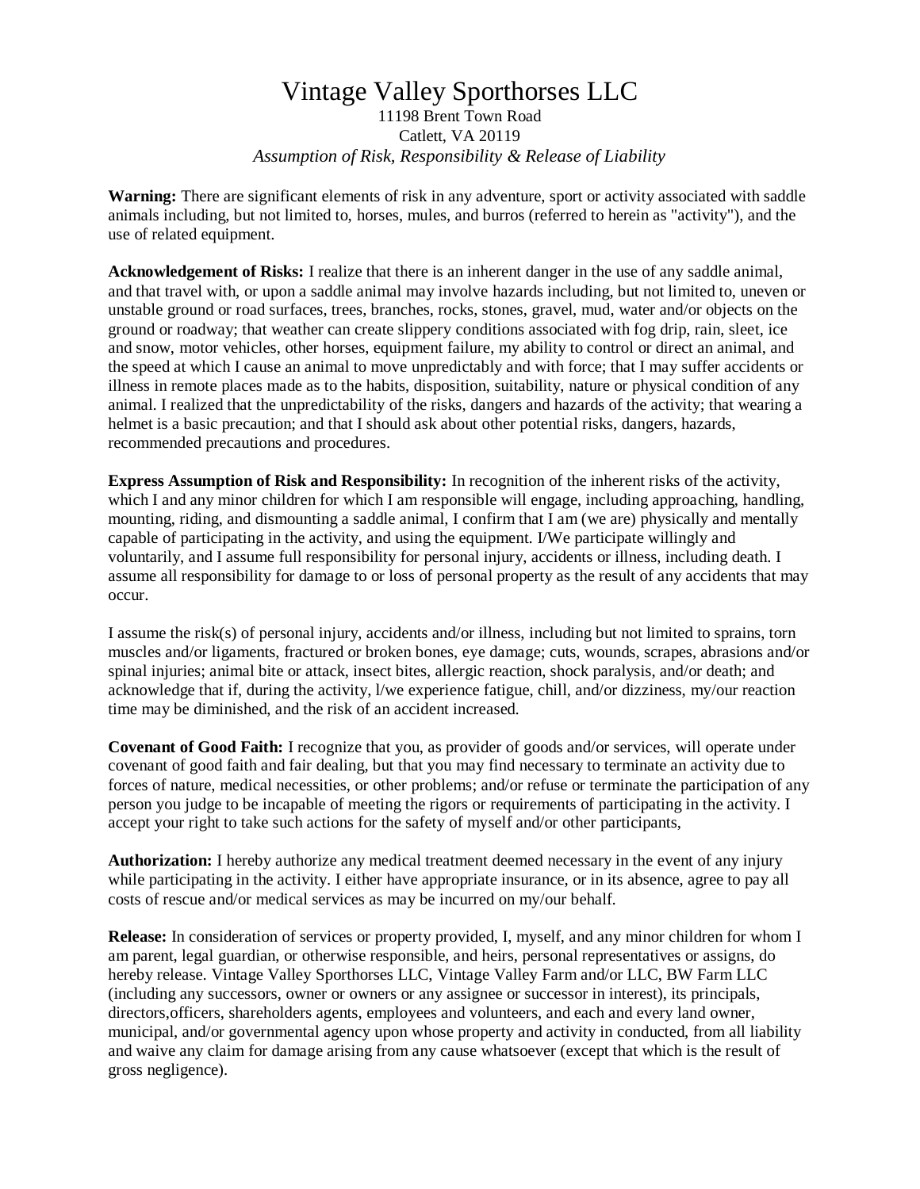# Vintage Valley Sporthorses LLC

11198 Brent Town Road
Catlett, VA 20119
*Assumption of Risk, Responsibility & Release of Liability*

**Warning:** There are significant elements of risk in any adventure, sport or activity associated with saddle animals including, but not limited to, horses, mules, and burros (referred to herein as "activity"), and the use of related equipment.

**Acknowledgement of Risks:** I realize that there is an inherent danger in the use of any saddle animal, and that travel with, or upon a saddle animal may involve hazards including, but not limited to, uneven or unstable ground or road surfaces, trees, branches, rocks, stones, gravel, mud, water and/or objects on the ground or roadway; that weather can create slippery conditions associated with fog drip, rain, sleet, ice and snow, motor vehicles, other horses, equipment failure, my ability to control or direct an animal, and the speed at which I cause an animal to move unpredictably and with force; that I may suffer accidents or illness in remote places made as to the habits, disposition, suitability, nature or physical condition of any animal. I realized that the unpredictability of the risks, dangers and hazards of the activity; that wearing a helmet is a basic precaution; and that I should ask about other potential risks, dangers, hazards, recommended precautions and procedures.

**Express Assumption of Risk and Responsibility:** In recognition of the inherent risks of the activity, which I and any minor children for which I am responsible will engage, including approaching, handling, mounting, riding, and dismounting a saddle animal, I confirm that I am (we are) physically and mentally capable of participating in the activity, and using the equipment. I/We participate willingly and voluntarily, and I assume full responsibility for personal injury, accidents or illness, including death. I assume all responsibility for damage to or loss of personal property as the result of any accidents that may occur.

I assume the risk(s) of personal injury, accidents and/or illness, including but not limited to sprains, torn muscles and/or ligaments, fractured or broken bones, eye damage; cuts, wounds, scrapes, abrasions and/or spinal injuries; animal bite or attack, insect bites, allergic reaction, shock paralysis, and/or death; and acknowledge that if, during the activity, l/we experience fatigue, chill, and/or dizziness, my/our reaction time may be diminished, and the risk of an accident increased.

**Covenant of Good Faith:** I recognize that you, as provider of goods and/or services, will operate under covenant of good faith and fair dealing, but that you may find necessary to terminate an activity due to forces of nature, medical necessities, or other problems; and/or refuse or terminate the participation of any person you judge to be incapable of meeting the rigors or requirements of participating in the activity. I accept your right to take such actions for the safety of myself and/or other participants,

**Authorization:** I hereby authorize any medical treatment deemed necessary in the event of any injury while participating in the activity. I either have appropriate insurance, or in its absence, agree to pay all costs of rescue and/or medical services as may be incurred on my/our behalf.

**Release:** In consideration of services or property provided, I, myself, and any minor children for whom I am parent, legal guardian, or otherwise responsible, and heirs, personal representatives or assigns, do hereby release. Vintage Valley Sporthorses LLC, Vintage Valley Farm and/or LLC, BW Farm LLC (including any successors, owner or owners or any assignee or successor in interest), its principals, directors,officers, shareholders agents, employees and volunteers, and each and every land owner, municipal, and/or governmental agency upon whose property and activity in conducted, from all liability and waive any claim for damage arising from any cause whatsoever (except that which is the result of gross negligence).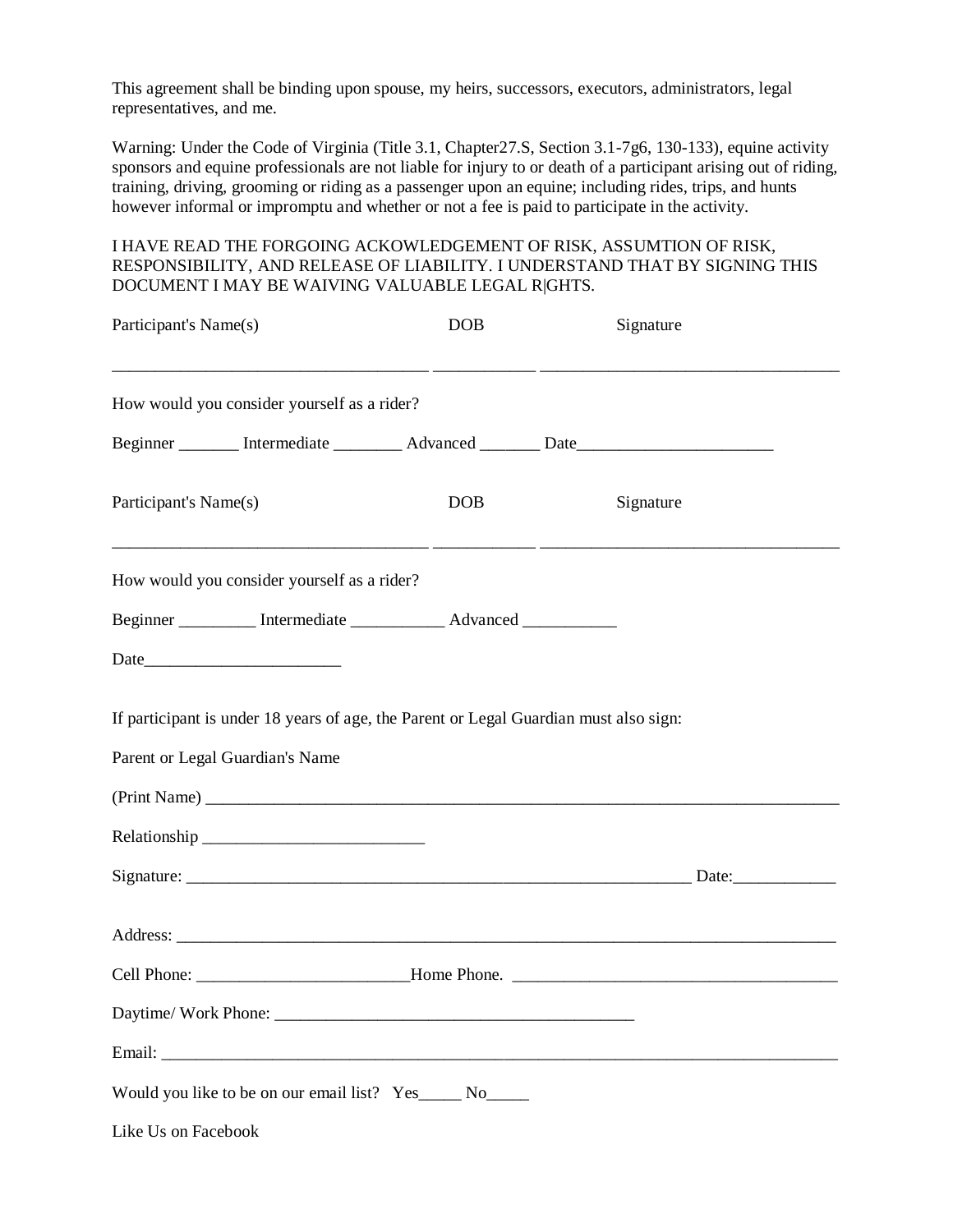This agreement shall be binding upon spouse, my heirs, successors, executors, administrators, legal representatives, and me.

Warning: Under the Code of Virginia (Title 3.1, Chapter27.S, Section 3.1-7g6, 130-133), equine activity sponsors and equine professionals are not liable for injury to or death of a participant arising out of riding, training, driving, grooming or riding as a passenger upon an equine; including rides, trips, and hunts however informal or impromptu and whether or not a fee is paid to participate in the activity.

I HAVE READ THE FORGOING ACKOWLEDGEMENT OF RISK, ASSUMTION OF RISK, RESPONSIBILITY, AND RELEASE OF LIABILITY. I UNDERSTAND THAT BY SIGNING THIS DOCUMENT I MAY BE WAIVING VALUABLE LEGAL R|GHTS.

Participant's Name(s) DOB Signature

_____________________________________ ____________ __________________________________

How would you consider yourself as a rider?

Beginner _______ Intermediate ________ Advanced _______ Date_______________________

Participant's Name(s) DOB Signature

_____________________________________ ____________ __________________________________

How would you consider yourself as a rider?

Beginner _________ Intermediate ___________ Advanced ___________

Date________________________

If participant is under 18 years of age, the Parent or Legal Guardian must also sign:

Parent or Legal Guardian's Name

(Print Name) ______________________________________________________________________________

Relationship __________________________

Signature: _____________________________________________________________ Date:____________

Address: ________________________________________________________________________________

Cell Phone: _________________________Home Phone. ______________________________________

Daytime/ Work Phone: __________________________________________

Email: __________________________________________________________________________________

Would you like to be on our email list? Yes_____ No_____

Like Us on Facebook